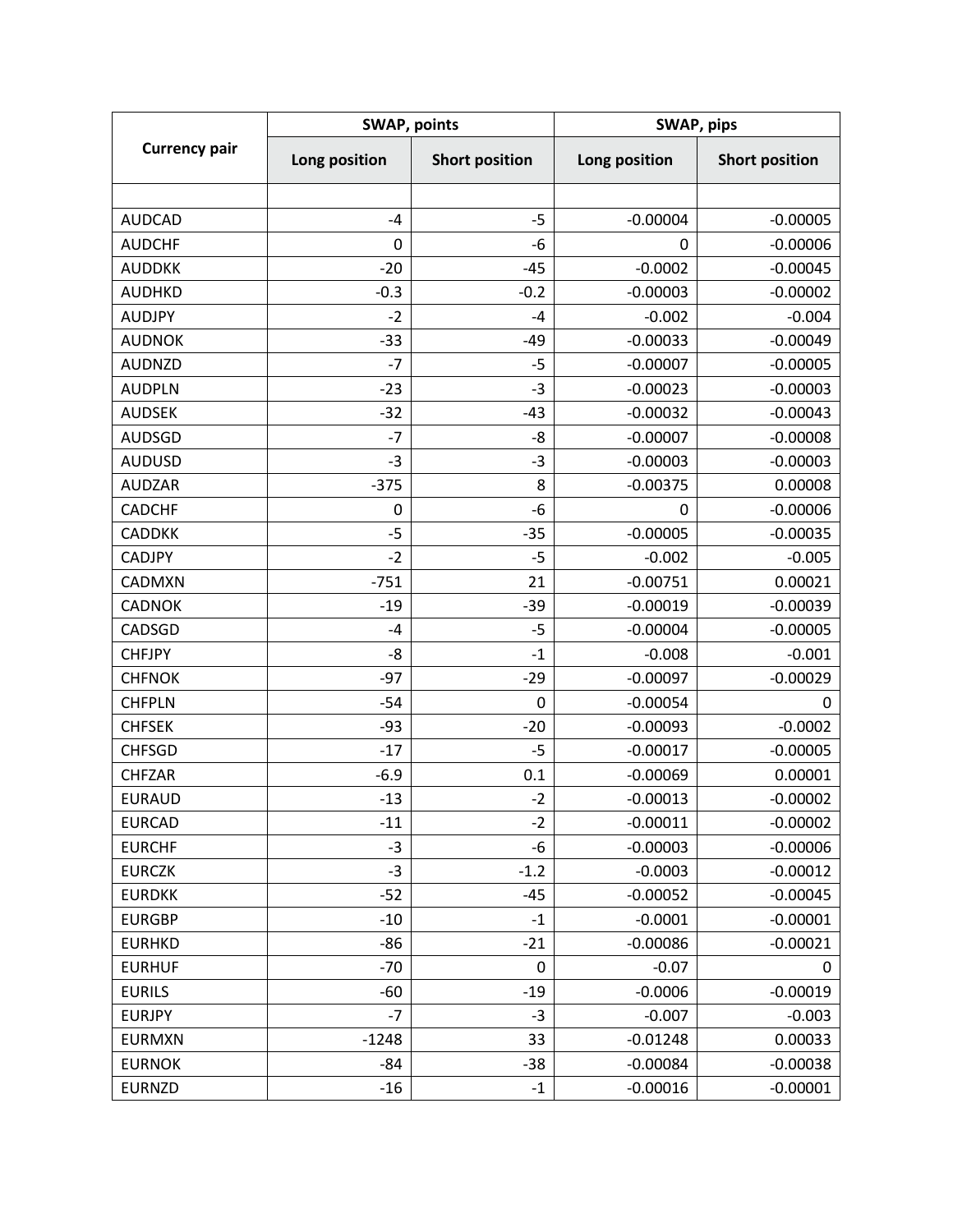| Currency pair | SWAP, points | | SWAP, pips | |
|---|---|---|---|---|
| | Long position | Short position | Long position | Short position |
| | | | | |
| AUDCAD | -4 | -5 | -0.00004 | -0.00005 |
| AUDCHF | 0 | -6 | 0 | -0.00006 |
| AUDDKK | -20 | -45 | -0.0002 | -0.00045 |
| AUDHKD | -0.3 | -0.2 | -0.00003 | -0.00002 |
| AUDJPY | -2 | -4 | -0.002 | -0.004 |
| AUDNOK | -33 | -49 | -0.00033 | -0.00049 |
| AUDNZD | -7 | -5 | -0.00007 | -0.00005 |
| AUDPLN | -23 | -3 | -0.00023 | -0.00003 |
| AUDSEK | -32 | -43 | -0.00032 | -0.00043 |
| AUDSGD | -7 | -8 | -0.00007 | -0.00008 |
| AUDUSD | -3 | -3 | -0.00003 | -0.00003 |
| AUDZAR | -375 | 8 | -0.00375 | 0.00008 |
| CADCHF | 0 | -6 | 0 | -0.00006 |
| CADDKK | -5 | -35 | -0.00005 | -0.00035 |
| CADJPY | -2 | -5 | -0.002 | -0.005 |
| CADMXN | -751 | 21 | -0.00751 | 0.00021 |
| CADNOK | -19 | -39 | -0.00019 | -0.00039 |
| CADSGD | -4 | -5 | -0.00004 | -0.00005 |
| CHFJPY | -8 | -1 | -0.008 | -0.001 |
| CHFNOK | -97 | -29 | -0.00097 | -0.00029 |
| CHFPLN | -54 | 0 | -0.00054 | 0 |
| CHFSEK | -93 | -20 | -0.00093 | -0.0002 |
| CHFSGD | -17 | -5 | -0.00017 | -0.00005 |
| CHFZAR | -6.9 | 0.1 | -0.00069 | 0.00001 |
| EURAUD | -13 | -2 | -0.00013 | -0.00002 |
| EURCAD | -11 | -2 | -0.00011 | -0.00002 |
| EURCHF | -3 | -6 | -0.00003 | -0.00006 |
| EURCZK | -3 | -1.2 | -0.0003 | -0.00012 |
| EURDKK | -52 | -45 | -0.00052 | -0.00045 |
| EURGBP | -10 | -1 | -0.0001 | -0.00001 |
| EURHKD | -86 | -21 | -0.00086 | -0.00021 |
| EURHUF | -70 | 0 | -0.07 | 0 |
| EURILS | -60 | -19 | -0.0006 | -0.00019 |
| EURJPY | -7 | -3 | -0.007 | -0.003 |
| EURMXN | -1248 | 33 | -0.01248 | 0.00033 |
| EURNOK | -84 | -38 | -0.00084 | -0.00038 |
| EURNZD | -16 | -1 | -0.00016 | -0.00001 |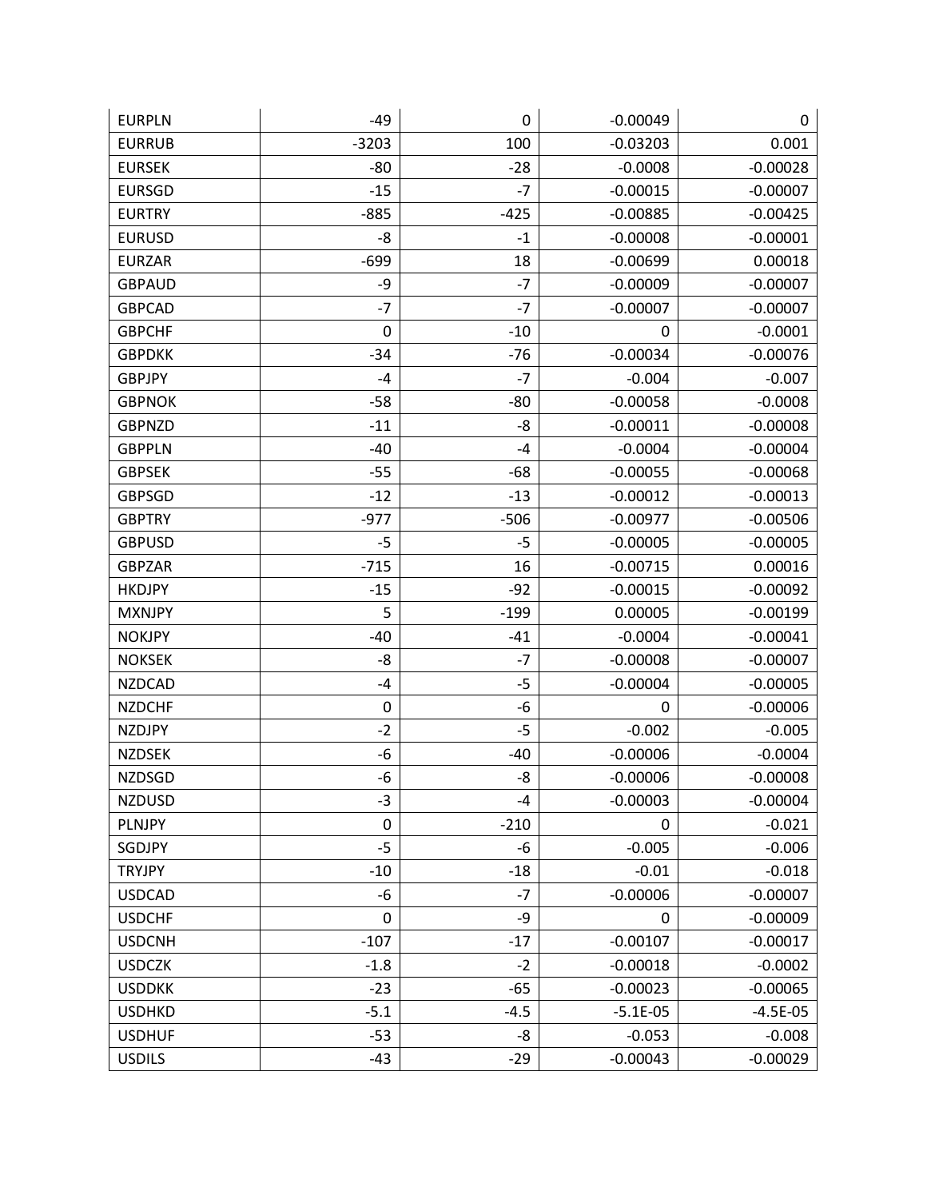| EURPLN | -49 | 0 | -0.00049 | 0 |
|---|---|---|---|---|
| EURRUB | -3203 | 100 | -0.03203 | 0.001 |
| EURSEK | -80 | -28 | -0.0008 | -0.00028 |
| EURSGD | -15 | -7 | -0.00015 | -0.00007 |
| EURTRY | -885 | -425 | -0.00885 | -0.00425 |
| EURUSD | -8 | -1 | -0.00008 | -0.00001 |
| EURZAR | -699 | 18 | -0.00699 | 0.00018 |
| GBPAUD | -9 | -7 | -0.00009 | -0.00007 |
| GBPCAD | -7 | -7 | -0.00007 | -0.00007 |
| GBPCHF | 0 | -10 | 0 | -0.0001 |
| GBPDKK | -34 | -76 | -0.00034 | -0.00076 |
| GBPJPY | -4 | -7 | -0.004 | -0.007 |
| GBPNOK | -58 | -80 | -0.00058 | -0.0008 |
| GBPNZD | -11 | -8 | -0.00011 | -0.00008 |
| GBPPLN | -40 | -4 | -0.0004 | -0.00004 |
| GBPSEK | -55 | -68 | -0.00055 | -0.00068 |
| GBPSGD | -12 | -13 | -0.00012 | -0.00013 |
| GBPTRY | -977 | -506 | -0.00977 | -0.00506 |
| GBPUSD | -5 | -5 | -0.00005 | -0.00005 |
| GBPZAR | -715 | 16 | -0.00715 | 0.00016 |
| HKDJPY | -15 | -92 | -0.00015 | -0.00092 |
| MXNJPY | 5 | -199 | 0.00005 | -0.00199 |
| NOKJPY | -40 | -41 | -0.0004 | -0.00041 |
| NOKSEK | -8 | -7 | -0.00008 | -0.00007 |
| NZDCAD | -4 | -5 | -0.00004 | -0.00005 |
| NZDCHF | 0 | -6 | 0 | -0.00006 |
| NZDJPY | -2 | -5 | -0.002 | -0.005 |
| NZDSEK | -6 | -40 | -0.00006 | -0.0004 |
| NZDSGD | -6 | -8 | -0.00006 | -0.00008 |
| NZDUSD | -3 | -4 | -0.00003 | -0.00004 |
| PLNJPY | 0 | -210 | 0 | -0.021 |
| SGDJPY | -5 | -6 | -0.005 | -0.006 |
| TRYJPY | -10 | -18 | -0.01 | -0.018 |
| USDCAD | -6 | -7 | -0.00006 | -0.00007 |
| USDCHF | 0 | -9 | 0 | -0.00009 |
| USDCNH | -107 | -17 | -0.00107 | -0.00017 |
| USDCZK | -1.8 | -2 | -0.00018 | -0.0002 |
| USDDKK | -23 | -65 | -0.00023 | -0.00065 |
| USDHKD | -5.1 | -4.5 | -5.1E-05 | -4.5E-05 |
| USDHUF | -53 | -8 | -0.053 | -0.008 |
| USDILS | -43 | -29 | -0.00043 | -0.00029 |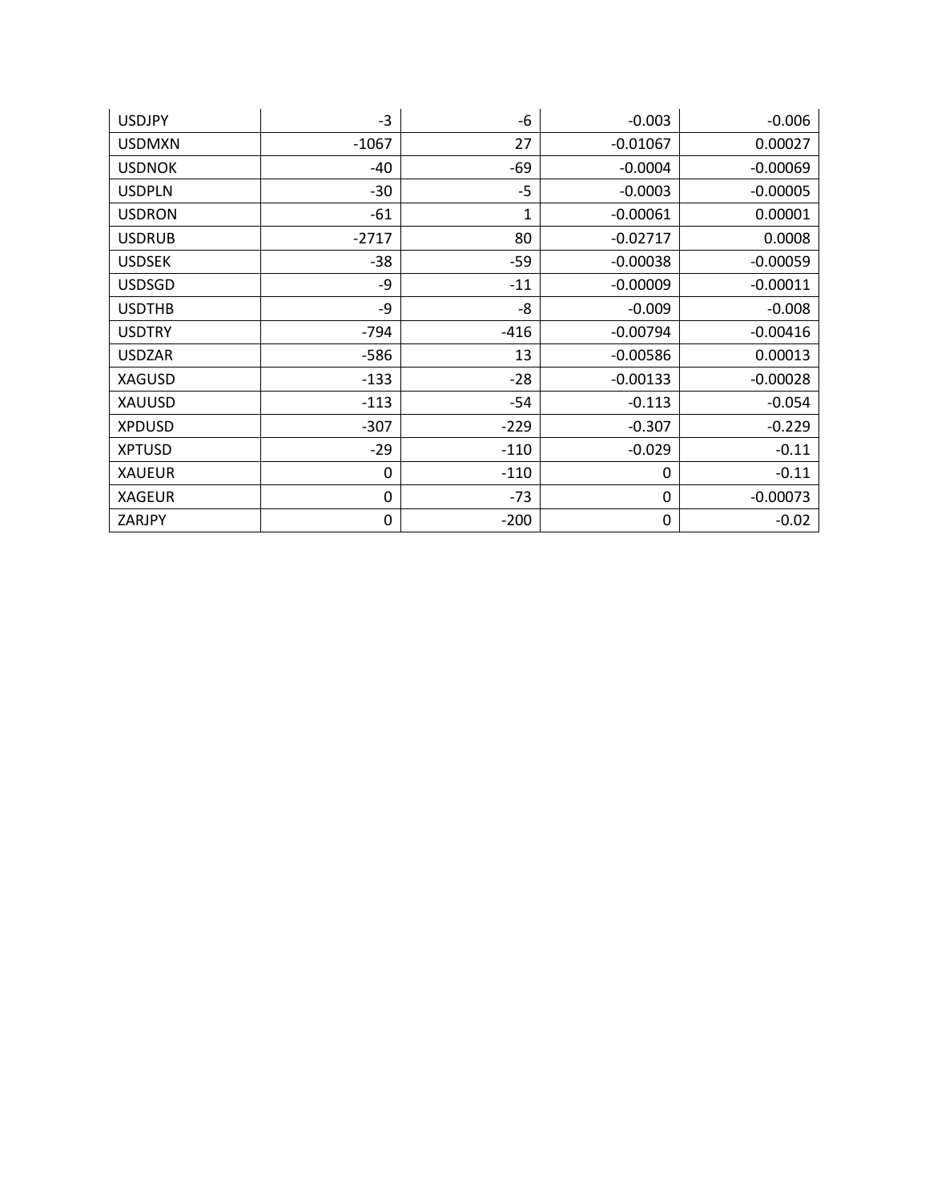| | | | | |
|---|---|---|---|---|
| USDJPY | -3 | -6 | -0.003 | -0.006 |
| USDMXN | -1067 | 27 | -0.01067 | 0.00027 |
| USDNOK | -40 | -69 | -0.0004 | -0.00069 |
| USDPLN | -30 | -5 | -0.0003 | -0.00005 |
| USDRON | -61 | 1 | -0.00061 | 0.00001 |
| USDRUB | -2717 | 80 | -0.02717 | 0.0008 |
| USDSEK | -38 | -59 | -0.00038 | -0.00059 |
| USDSGD | -9 | -11 | -0.00009 | -0.00011 |
| USDTHB | -9 | -8 | -0.009 | -0.008 |
| USDTRY | -794 | -416 | -0.00794 | -0.00416 |
| USDZAR | -586 | 13 | -0.00586 | 0.00013 |
| XAGUSD | -133 | -28 | -0.00133 | -0.00028 |
| XAUUSD | -113 | -54 | -0.113 | -0.054 |
| XPDUSD | -307 | -229 | -0.307 | -0.229 |
| XPTUSD | -29 | -110 | -0.029 | -0.11 |
| XAUEUR | 0 | -110 | 0 | -0.11 |
| XAGEUR | 0 | -73 | 0 | -0.00073 |
| ZARJPY | 0 | -200 | 0 | -0.02 |